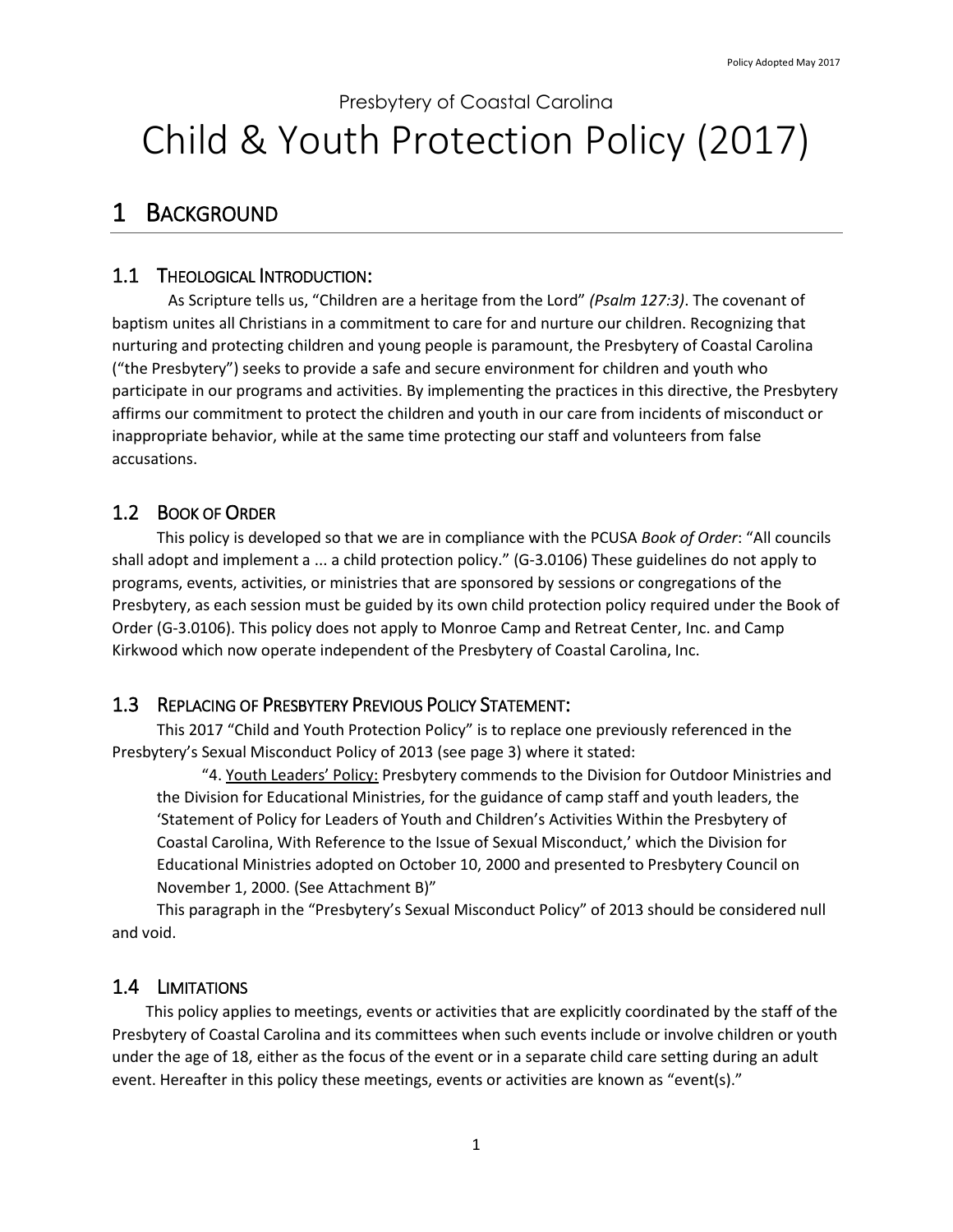Presbytery of Coastal Carolina

# Child & Youth Protection Policy (2017)

## 1 Background

### 1.1 Theological Introduction:

As Scripture tells us, "Children are a heritage from the Lord" *(Psalm 127:3)*. The covenant of baptism unites all Christians in a commitment to care for and nurture our children. Recognizing that nurturing and protecting children and young people is paramount, the Presbytery of Coastal Carolina ("the Presbytery") seeks to provide a safe and secure environment for children and youth who participate in our programs and activities. By implementing the practices in this directive, the Presbytery affirms our commitment to protect the children and youth in our care from incidents of misconduct or inappropriate behavior, while at the same time protecting our staff and volunteers from false accusations.

### 1.2 Book of Order

This policy is developed so that we are in compliance with the PCUSA *Book of Order*: "All councils shall adopt and implement a ... a child protection policy." (G-3.0106) These guidelines do not apply to programs, events, activities, or ministries that are sponsored by sessions or congregations of the Presbytery, as each session must be guided by its own child protection policy required under the Book of Order (G-3.0106). This policy does not apply to Monroe Camp and Retreat Center, Inc. and Camp Kirkwood which now operate independent of the Presbytery of Coastal Carolina, Inc.

### 1.3 Replacing of Presbytery Previous Policy Statement:

This 2017 "Child and Youth Protection Policy" is to replace one previously referenced in the Presbytery's Sexual Misconduct Policy of 2013 (see page 3) where it stated:

> "4. Youth Leaders' Policy: Presbytery commends to the Division for Outdoor Ministries and the Division for Educational Ministries, for the guidance of camp staff and youth leaders, the 'Statement of Policy for Leaders of Youth and Children's Activities Within the Presbytery of Coastal Carolina, With Reference to the Issue of Sexual Misconduct,' which the Division for Educational Ministries adopted on October 10, 2000 and presented to Presbytery Council on November 1, 2000. (See Attachment B)"

This paragraph in the "Presbytery's Sexual Misconduct Policy" of 2013 should be considered null and void.

### 1.4 Limitations

This policy applies to meetings, events or activities that are explicitly coordinated by the staff of the Presbytery of Coastal Carolina and its committees when such events include or involve children or youth under the age of 18, either as the focus of the event or in a separate child care setting during an adult event. Hereafter in this policy these meetings, events or activities are known as "event(s)."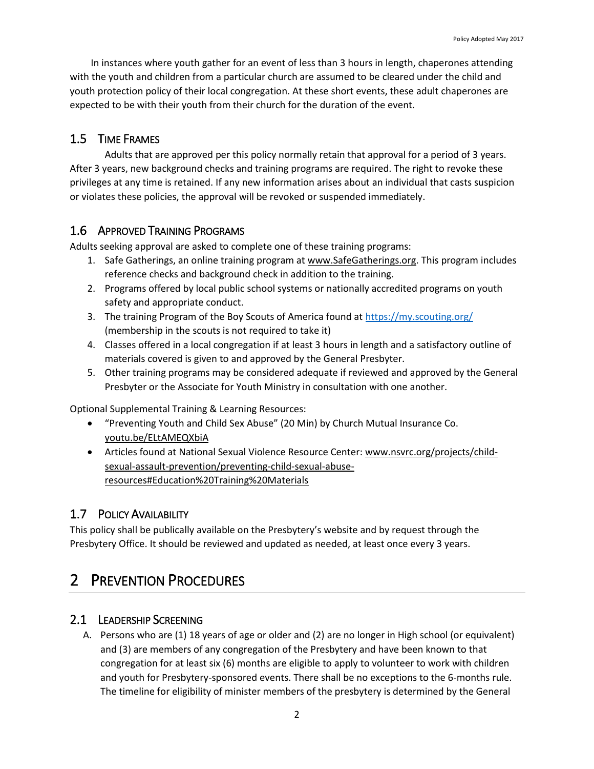In instances where youth gather for an event of less than 3 hours in length, chaperones attending with the youth and children from a particular church are assumed to be cleared under the child and youth protection policy of their local congregation. At these short events, these adult chaperones are expected to be with their youth from their church for the duration of the event.

## 1.5 Time Frames

Adults that are approved per this policy normally retain that approval for a period of 3 years. After 3 years, new background checks and training programs are required. The right to revoke these privileges at any time is retained. If any new information arises about an individual that casts suspicion or violates these policies, the approval will be revoked or suspended immediately.

## 1.6 Approved Training Programs

Adults seeking approval are asked to complete one of these training programs:

1. Safe Gatherings, an online training program at www.SafeGatherings.org. This program includes reference checks and background check in addition to the training.
2. Programs offered by local public school systems or nationally accredited programs on youth safety and appropriate conduct.
3. The training Program of the Boy Scouts of America found at https://my.scouting.org/ (membership in the scouts is not required to take it)
4. Classes offered in a local congregation if at least 3 hours in length and a satisfactory outline of materials covered is given to and approved by the General Presbyter.
5. Other training programs may be considered adequate if reviewed and approved by the General Presbyter or the Associate for Youth Ministry in consultation with one another.

Optional Supplemental Training & Learning Resources:

- "Preventing Youth and Child Sex Abuse" (20 Min) by Church Mutual Insurance Co. youtu.be/ELtAMEQXbiA
- Articles found at National Sexual Violence Resource Center: www.nsvrc.org/projects/child-sexual-assault-prevention/preventing-child-sexual-abuse-resources#Education%20Training%20Materials

## 1.7 Policy Availability

This policy shall be publically available on the Presbytery's website and by request through the Presbytery Office. It should be reviewed and updated as needed, at least once every 3 years.

# 2 Prevention Procedures

## 2.1 Leadership Screening

A. Persons who are (1) 18 years of age or older and (2) are no longer in High school (or equivalent) and (3) are members of any congregation of the Presbytery and have been known to that congregation for at least six (6) months are eligible to apply to volunteer to work with children and youth for Presbytery-sponsored events. There shall be no exceptions to the 6-months rule. The timeline for eligibility of minister members of the presbytery is determined by the General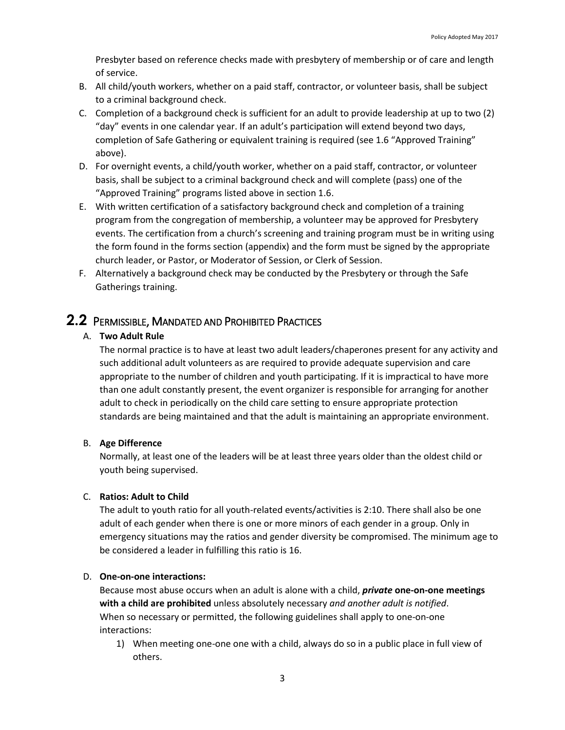Presbyter based on reference checks made with presbytery of membership or of care and length of service.

B. All child/youth workers, whether on a paid staff, contractor, or volunteer basis, shall be subject to a criminal background check.
C. Completion of a background check is sufficient for an adult to provide leadership at up to two (2) "day" events in one calendar year. If an adult's participation will extend beyond two days, completion of Safe Gathering or equivalent training is required (see 1.6 "Approved Training" above).
D. For overnight events, a child/youth worker, whether on a paid staff, contractor, or volunteer basis, shall be subject to a criminal background check and will complete (pass) one of the "Approved Training" programs listed above in section 1.6.
E. With written certification of a satisfactory background check and completion of a training program from the congregation of membership, a volunteer may be approved for Presbytery events. The certification from a church's screening and training program must be in writing using the form found in the forms section (appendix) and the form must be signed by the appropriate church leader, or Pastor, or Moderator of Session, or Clerk of Session.
F. Alternatively a background check may be conducted by the Presbytery or through the Safe Gatherings training.

## 2.2 PERMISSIBLE, MANDATED AND PROHIBITED PRACTICES

A. **Two Adult Rule**

The normal practice is to have at least two adult leaders/chaperones present for any activity and such additional adult volunteers as are required to provide adequate supervision and care appropriate to the number of children and youth participating. If it is impractical to have more than one adult constantly present, the event organizer is responsible for arranging for another adult to check in periodically on the child care setting to ensure appropriate protection standards are being maintained and that the adult is maintaining an appropriate environment.

B. **Age Difference**

Normally, at least one of the leaders will be at least three years older than the oldest child or youth being supervised.

C. **Ratios: Adult to Child**

The adult to youth ratio for all youth-related events/activities is 2:10. There shall also be one adult of each gender when there is one or more minors of each gender in a group. Only in emergency situations may the ratios and gender diversity be compromised. The minimum age to be considered a leader in fulfilling this ratio is 16.

D. **One-on-one interactions:**

Because most abuse occurs when an adult is alone with a child, ***private*** **one-on-one meetings with a child are prohibited** unless absolutely necessary *and another adult is notified*.
When so necessary or permitted, the following guidelines shall apply to one-on-one interactions:

1) When meeting one-one one with a child, always do so in a public place in full view of others.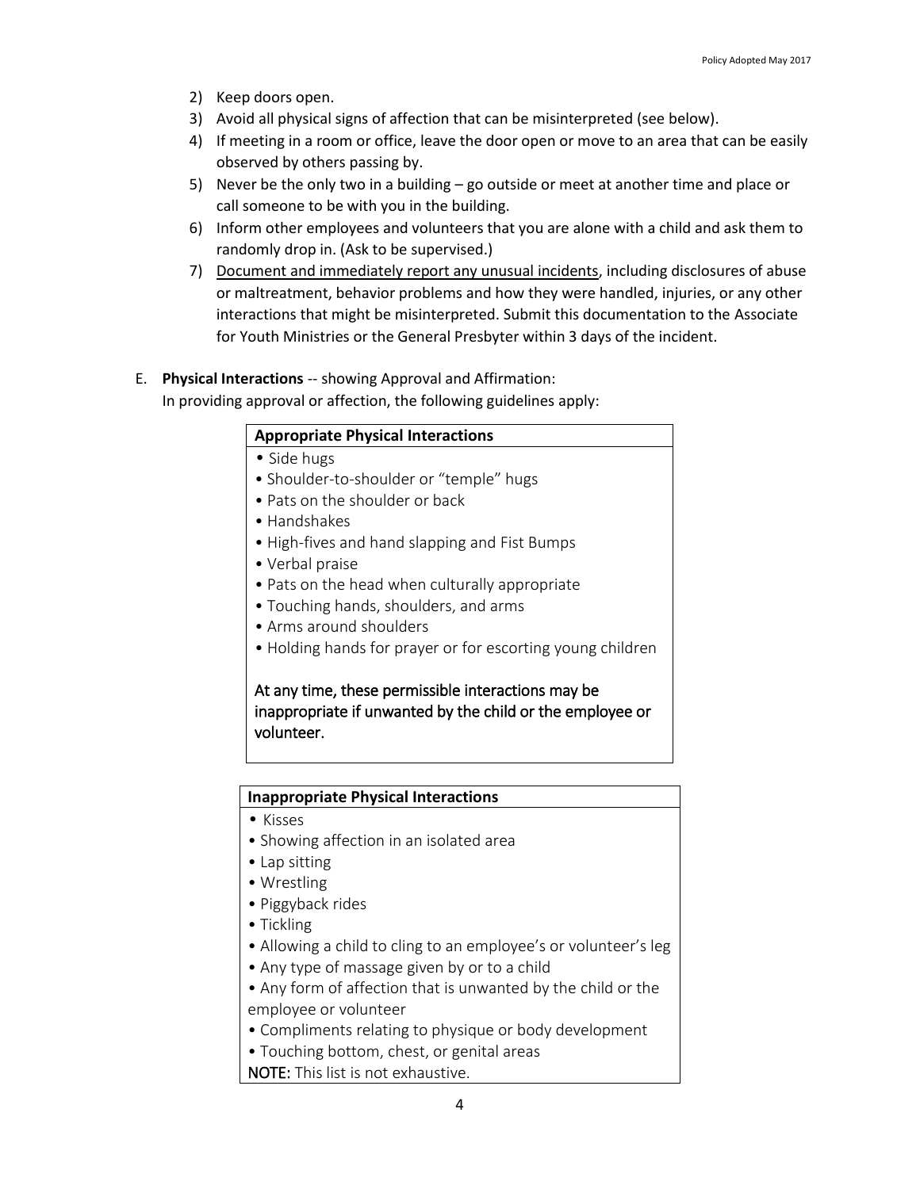2) Keep doors open.
3) Avoid all physical signs of affection that can be misinterpreted (see below).
4) If meeting in a room or office, leave the door open or move to an area that can be easily observed by others passing by.
5) Never be the only two in a building – go outside or meet at another time and place or call someone to be with you in the building.
6) Inform other employees and volunteers that you are alone with a child and ask them to randomly drop in. (Ask to be supervised.)
7) Document and immediately report any unusual incidents, including disclosures of abuse or maltreatment, behavior problems and how they were handled, injuries, or any other interactions that might be misinterpreted. Submit this documentation to the Associate for Youth Ministries or the General Presbyter within 3 days of the incident.

E. **Physical Interactions** -- showing Approval and Affirmation:
In providing approval or affection, the following guidelines apply:

**Appropriate Physical Interactions**

- Side hugs
- Shoulder-to-shoulder or "temple" hugs
- Pats on the shoulder or back
- Handshakes
- High-fives and hand slapping and Fist Bumps
- Verbal praise
- Pats on the head when culturally appropriate
- Touching hands, shoulders, and arms
- Arms around shoulders
- Holding hands for prayer or for escorting young children

At any time, these permissible interactions may be inappropriate if unwanted by the child or the employee or volunteer.

**Inappropriate Physical Interactions**

- Kisses
- Showing affection in an isolated area
- Lap sitting
- Wrestling
- Piggyback rides
- Tickling
- Allowing a child to cling to an employee's or volunteer's leg
- Any type of massage given by or to a child
- Any form of affection that is unwanted by the child or the employee or volunteer
- Compliments relating to physique or body development
- Touching bottom, chest, or genital areas

**NOTE:** This list is not exhaustive.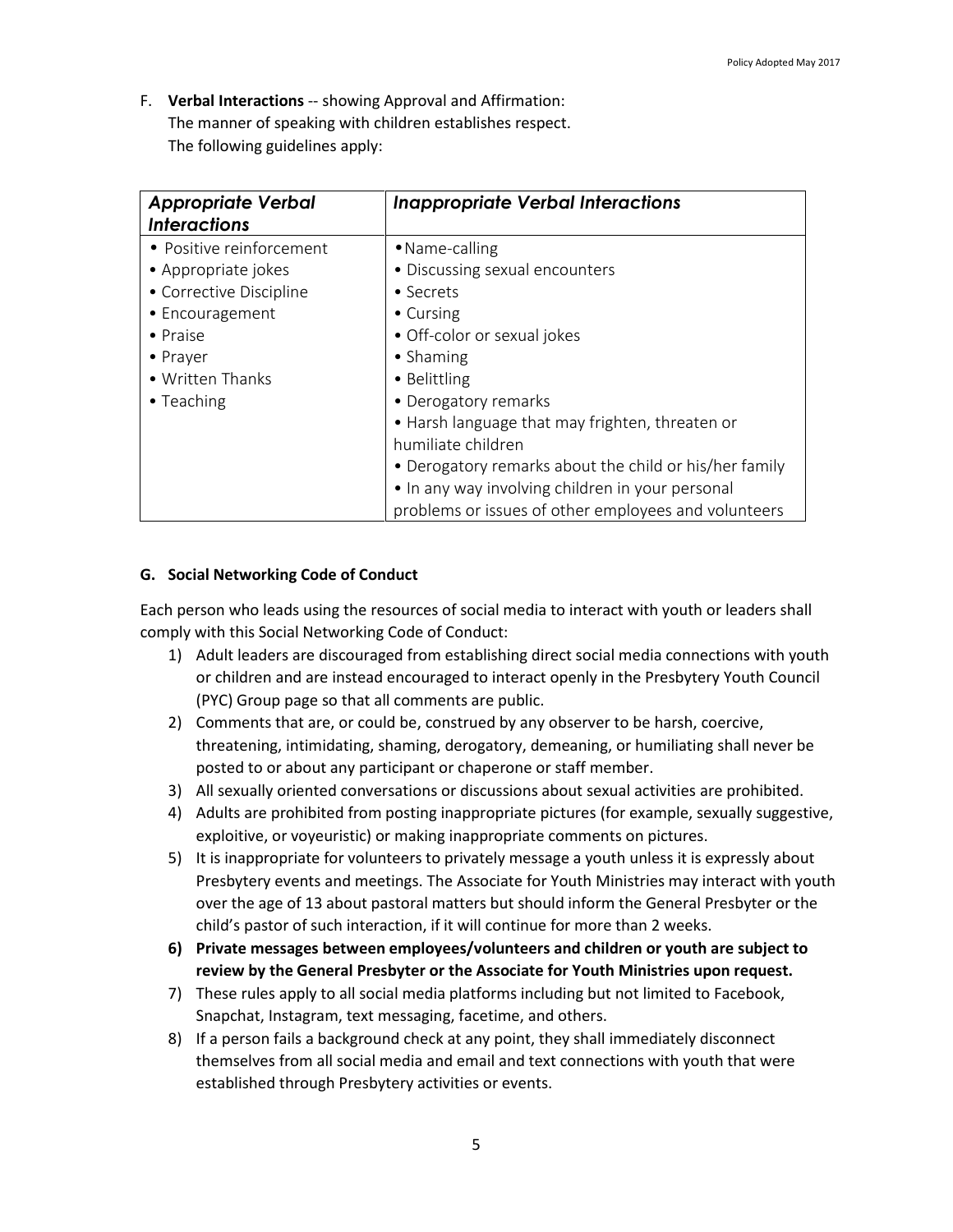F. **Verbal Interactions** -- showing Approval and Affirmation:
The manner of speaking with children establishes respect.
The following guidelines apply:

| ***Appropriate Verbal Interactions*** | ***Inappropriate Verbal Interactions*** |
| --- | --- |
| • Positive reinforcement<br>• Appropriate jokes<br>• Corrective Discipline<br>• Encouragement<br>• Praise<br>• Prayer<br>• Written Thanks<br>• Teaching | • Name-calling<br>• Discussing sexual encounters<br>• Secrets<br>• Cursing<br>• Off-color or sexual jokes<br>• Shaming<br>• Belittling<br>• Derogatory remarks<br>• Harsh language that may frighten, threaten or humiliate children<br>• Derogatory remarks about the child or his/her family<br>• In any way involving children in your personal problems or issues of other employees and volunteers |

**G. Social Networking Code of Conduct**

Each person who leads using the resources of social media to interact with youth or leaders shall comply with this Social Networking Code of Conduct:

1) Adult leaders are discouraged from establishing direct social media connections with youth or children and are instead encouraged to interact openly in the Presbytery Youth Council (PYC) Group page so that all comments are public.
2) Comments that are, or could be, construed by any observer to be harsh, coercive, threatening, intimidating, shaming, derogatory, demeaning, or humiliating shall never be posted to or about any participant or chaperone or staff member.
3) All sexually oriented conversations or discussions about sexual activities are prohibited.
4) Adults are prohibited from posting inappropriate pictures (for example, sexually suggestive, exploitive, or voyeuristic) or making inappropriate comments on pictures.
5) It is inappropriate for volunteers to privately message a youth unless it is expressly about Presbytery events and meetings. The Associate for Youth Ministries may interact with youth over the age of 13 about pastoral matters but should inform the General Presbyter or the child's pastor of such interaction, if it will continue for more than 2 weeks.
6) **Private messages between employees/volunteers and children or youth are subject to review by the General Presbyter or the Associate for Youth Ministries upon request.**
7) These rules apply to all social media platforms including but not limited to Facebook, Snapchat, Instagram, text messaging, facetime, and others.
8) If a person fails a background check at any point, they shall immediately disconnect themselves from all social media and email and text connections with youth that were established through Presbytery activities or events.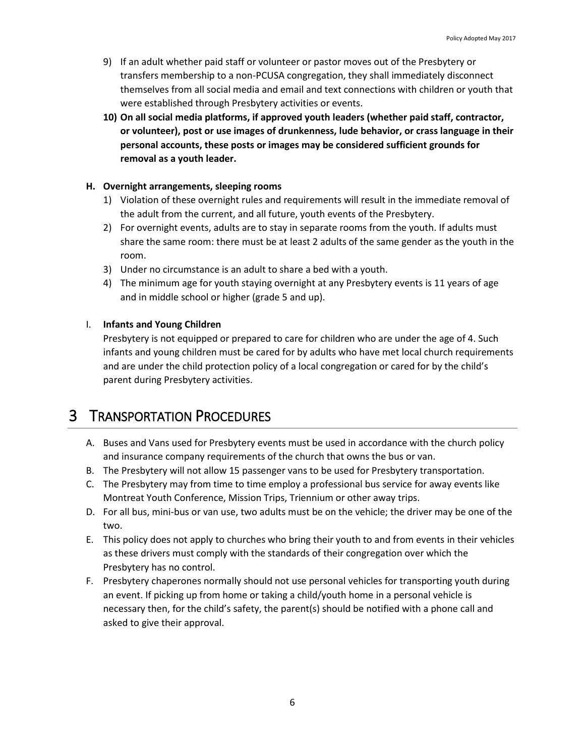9) If an adult whether paid staff or volunteer or pastor moves out of the Presbytery or transfers membership to a non-PCUSA congregation, they shall immediately disconnect themselves from all social media and email and text connections with children or youth that were established through Presbytery activities or events.
10) **On all social media platforms, if approved youth leaders (whether paid staff, contractor, or volunteer), post or use images of drunkenness, lude behavior, or crass language in their personal accounts, these posts or images may be considered sufficient grounds for removal as a youth leader.**

**H. Overnight arrangements, sleeping rooms**

1) Violation of these overnight rules and requirements will result in the immediate removal of the adult from the current, and all future, youth events of the Presbytery.
2) For overnight events, adults are to stay in separate rooms from the youth. If adults must share the same room: there must be at least 2 adults of the same gender as the youth in the room.
3) Under no circumstance is an adult to share a bed with a youth.
4) The minimum age for youth staying overnight at any Presbytery events is 11 years of age and in middle school or higher (grade 5 and up).

I. **Infants and Young Children**

Presbytery is not equipped or prepared to care for children who are under the age of 4. Such infants and young children must be cared for by adults who have met local church requirements and are under the child protection policy of a local congregation or cared for by the child's parent during Presbytery activities.

# 3 Transportation Procedures

A. Buses and Vans used for Presbytery events must be used in accordance with the church policy and insurance company requirements of the church that owns the bus or van.
B. The Presbytery will not allow 15 passenger vans to be used for Presbytery transportation.
C. The Presbytery may from time to time employ a professional bus service for away events like Montreat Youth Conference, Mission Trips, Triennium or other away trips.
D. For all bus, mini-bus or van use, two adults must be on the vehicle; the driver may be one of the two.
E. This policy does not apply to churches who bring their youth to and from events in their vehicles as these drivers must comply with the standards of their congregation over which the Presbytery has no control.
F. Presbytery chaperones normally should not use personal vehicles for transporting youth during an event. If picking up from home or taking a child/youth home in a personal vehicle is necessary then, for the child's safety, the parent(s) should be notified with a phone call and asked to give their approval.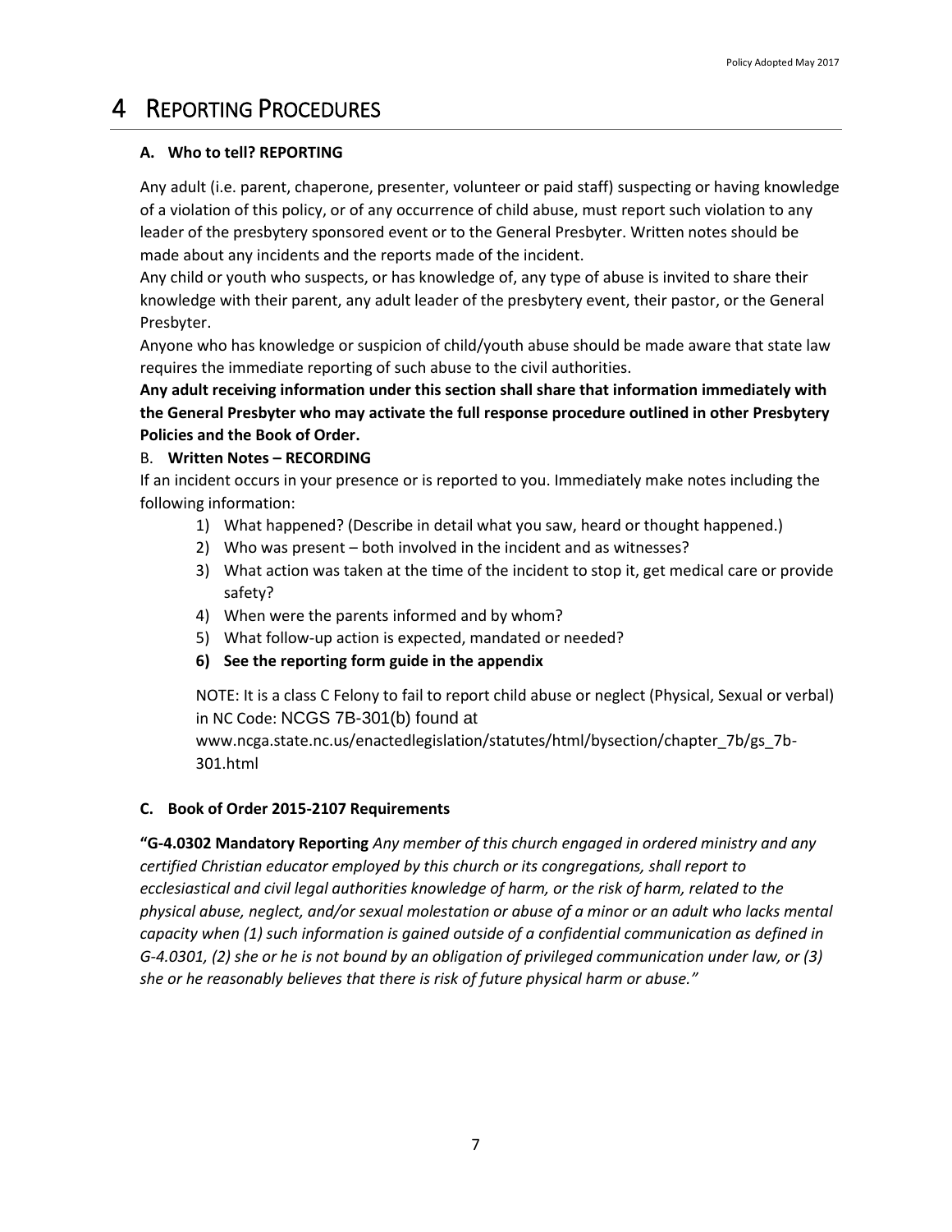# 4 Reporting Procedures

### A. Who to tell? REPORTING

Any adult (i.e. parent, chaperone, presenter, volunteer or paid staff) suspecting or having knowledge of a violation of this policy, or of any occurrence of child abuse, must report such violation to any leader of the presbytery sponsored event or to the General Presbyter. Written notes should be made about any incidents and the reports made of the incident.

Any child or youth who suspects, or has knowledge of, any type of abuse is invited to share their knowledge with their parent, any adult leader of the presbytery event, their pastor, or the General Presbyter.

Anyone who has knowledge or suspicion of child/youth abuse should be made aware that state law requires the immediate reporting of such abuse to the civil authorities.

**Any adult receiving information under this section shall share that information immediately with the General Presbyter who may activate the full response procedure outlined in other Presbytery Policies and the Book of Order.**

### B. Written Notes – RECORDING

If an incident occurs in your presence or is reported to you. Immediately make notes including the following information:

1) What happened? (Describe in detail what you saw, heard or thought happened.)
2) Who was present – both involved in the incident and as witnesses?
3) What action was taken at the time of the incident to stop it, get medical care or provide safety?
4) When were the parents informed and by whom?
5) What follow-up action is expected, mandated or needed?
6) **See the reporting form guide in the appendix**

NOTE: It is a class C Felony to fail to report child abuse or neglect (Physical, Sexual or verbal) in NC Code: NCGS 7B-301(b) found at www.ncga.state.nc.us/enactedlegislation/statutes/html/bysection/chapter_7b/gs_7b-301.html

### C. Book of Order 2015-2107 Requirements

**"G-4.0302 Mandatory Reporting** *Any member of this church engaged in ordered ministry and any certified Christian educator employed by this church or its congregations, shall report to ecclesiastical and civil legal authorities knowledge of harm, or the risk of harm, related to the physical abuse, neglect, and/or sexual molestation or abuse of a minor or an adult who lacks mental capacity when (1) such information is gained outside of a confidential communication as defined in G-4.0301, (2) she or he is not bound by an obligation of privileged communication under law, or (3) she or he reasonably believes that there is risk of future physical harm or abuse."*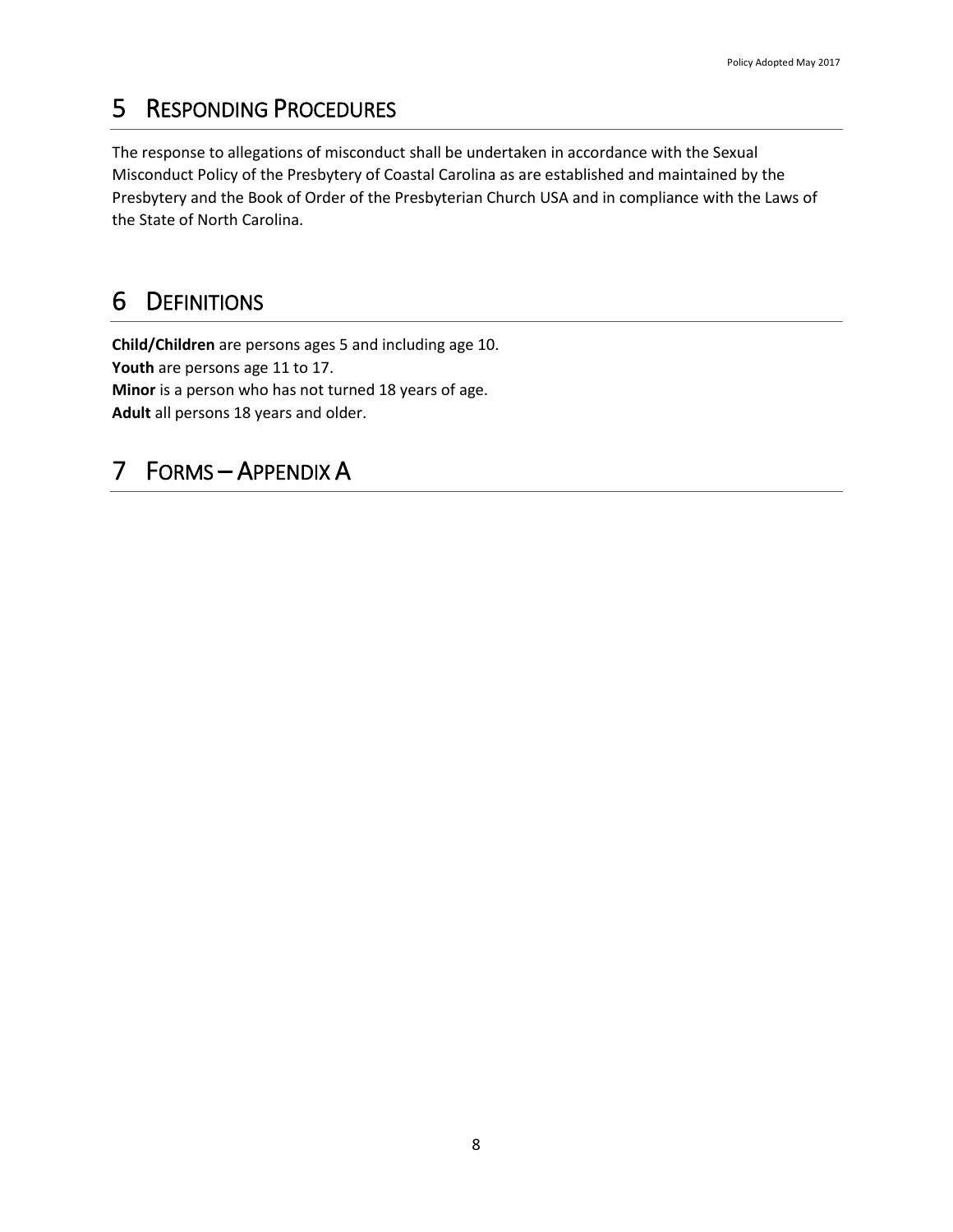# 5 RESPONDING PROCEDURES

The response to allegations of misconduct shall be undertaken in accordance with the Sexual Misconduct Policy of the Presbytery of Coastal Carolina as are established and maintained by the Presbytery and the Book of Order of the Presbyterian Church USA and in compliance with the Laws of the State of North Carolina.

# 6 DEFINITIONS

**Child/Children** are persons ages 5 and including age 10.
**Youth** are persons age 11 to 17.
**Minor** is a person who has not turned 18 years of age.
**Adult** all persons 18 years and older.

# 7 FORMS – APPENDIX A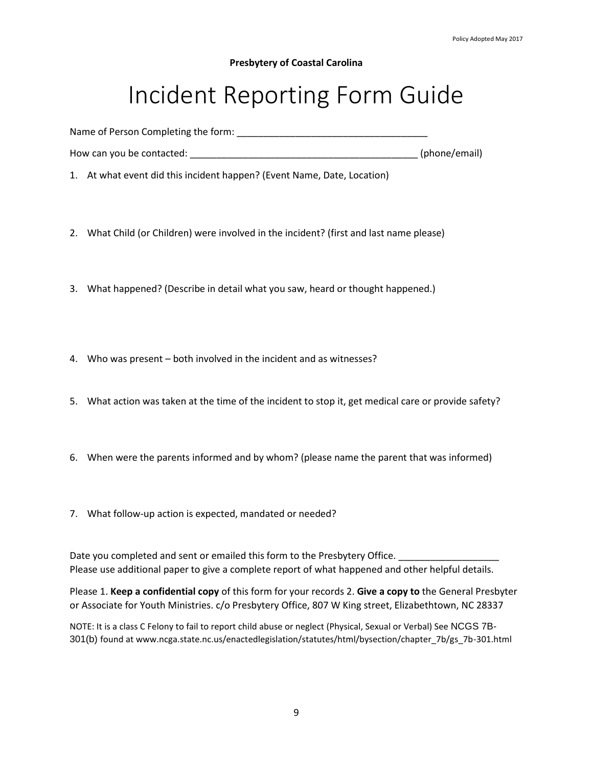Policy Adopted May 2017

**Presbytery of Coastal Carolina**

# Incident Reporting Form Guide

Name of Person Completing the form: ____________________________________

How can you be contacted: ___________________________________________ (phone/email)

1. At what event did this incident happen? (Event Name, Date, Location)

2. What Child (or Children) were involved in the incident? (first and last name please)

3. What happened? (Describe in detail what you saw, heard or thought happened.)

4. Who was present – both involved in the incident and as witnesses?

5. What action was taken at the time of the incident to stop it, get medical care or provide safety?

6. When were the parents informed and by whom? (please name the parent that was informed)

7. What follow-up action is expected, mandated or needed?

Date you completed and sent or emailed this form to the Presbytery Office. __________________
Please use additional paper to give a complete report of what happened and other helpful details.

Please 1. **Keep a confidential copy** of this form for your records 2. **Give a copy to** the General Presbyter or Associate for Youth Ministries. c/o Presbytery Office, 807 W King street, Elizabethtown, NC 28337

NOTE: It is a class C Felony to fail to report child abuse or neglect (Physical, Sexual or Verbal) See NCGS 7B-301(b) found at www.ncga.state.nc.us/enactedlegislation/statutes/html/bysection/chapter_7b/gs_7b-301.html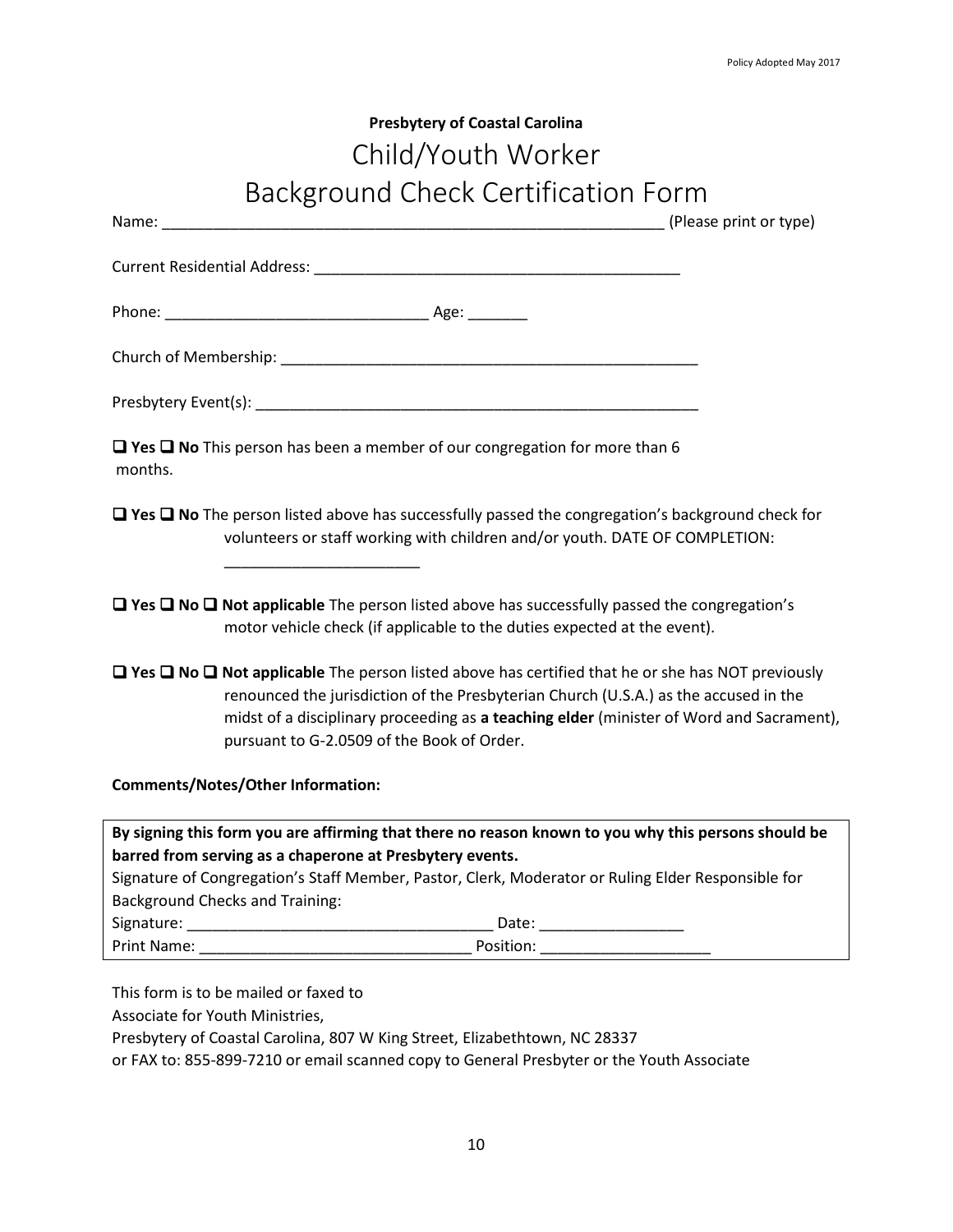**Presbytery of Coastal Carolina**

# Child/Youth Worker Background Check Certification Form

Name: ____________________________________________________________ (Please print or type)

Current Residential Address: ____________________________________________

Phone: ______________________________ Age: _______

Church of Membership: __________________________________________________

Presbytery Event(s): _____________________________________________________

☐ **Yes** ☐ **No** This person has been a member of our congregation for more than 6 months.

☐ **Yes** ☐ **No** The person listed above has successfully passed the congregation's background check for volunteers or staff working with children and/or youth. DATE OF COMPLETION: _______________________

☐ **Yes** ☐ **No** ☐ **Not applicable** The person listed above has successfully passed the congregation's motor vehicle check (if applicable to the duties expected at the event).

☐ **Yes** ☐ **No** ☐ **Not applicable** The person listed above has certified that he or she has NOT previously renounced the jurisdiction of the Presbyterian Church (U.S.A.) as the accused in the midst of a disciplinary proceeding as **a teaching elder** (minister of Word and Sacrament), pursuant to G-2.0509 of the Book of Order.

**Comments/Notes/Other Information:**

**By signing this form you are affirming that there no reason known to you why this persons should be barred from serving as a chaperone at Presbytery events.**

Signature of Congregation's Staff Member, Pastor, Clerk, Moderator or Ruling Elder Responsible for Background Checks and Training:

Signature: ___________________________________ Date: _________________

Print Name: _______________________________ Position: ___________________

This form is to be mailed or faxed to
Associate for Youth Ministries,
Presbytery of Coastal Carolina, 807 W King Street, Elizabethtown, NC 28337
or FAX to: 855-899-7210 or email scanned copy to General Presbyter or the Youth Associate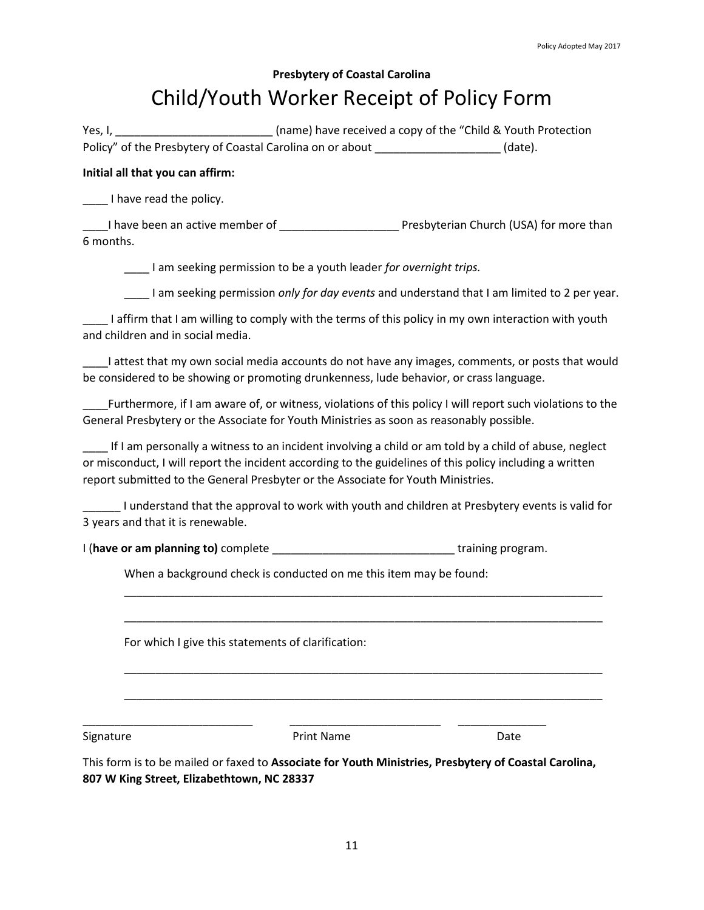**Presbytery of Coastal Carolina**

# Child/Youth Worker Receipt of Policy Form

Yes, I, _________________________ (name) have received a copy of the "Child & Youth Protection Policy" of the Presbytery of Coastal Carolina on or about ___________________ (date).

**Initial all that you can affirm:**

____ I have read the policy.

____I have been an active member of ___________________ Presbyterian Church (USA) for more than 6 months.

> ____ I am seeking permission to be a youth leader *for overnight trips.*
>
> ____ I am seeking permission *only for day events* and understand that I am limited to 2 per year.

____ I affirm that I am willing to comply with the terms of this policy in my own interaction with youth and children and in social media.

____I attest that my own social media accounts do not have any images, comments, or posts that would be considered to be showing or promoting drunkenness, lude behavior, or crass language.

____Furthermore, if I am aware of, or witness, violations of this policy I will report such violations to the General Presbytery or the Associate for Youth Ministries as soon as reasonably possible.

____ If I am personally a witness to an incident involving a child or am told by a child of abuse, neglect or misconduct, I will report the incident according to the guidelines of this policy including a written report submitted to the General Presbyter or the Associate for Youth Ministries.

______ I understand that the approval to work with youth and children at Presbytery events is valid for 3 years and that it is renewable.

I (**have or am planning to)** complete _____________________________ training program.

> When a background check is conducted on me this item may be found:
>
> ________________________________________________________________________________
>
> ________________________________________________________________________________
>
> For which I give this statements of clarification:
>
> ________________________________________________________________________________
>
> ________________________________________________________________________________

___________________________ ________________________ ______________

Signature Print Name Date

This form is to be mailed or faxed to **Associate for Youth Ministries, Presbytery of Coastal Carolina, 807 W King Street, Elizabethtown, NC 28337**